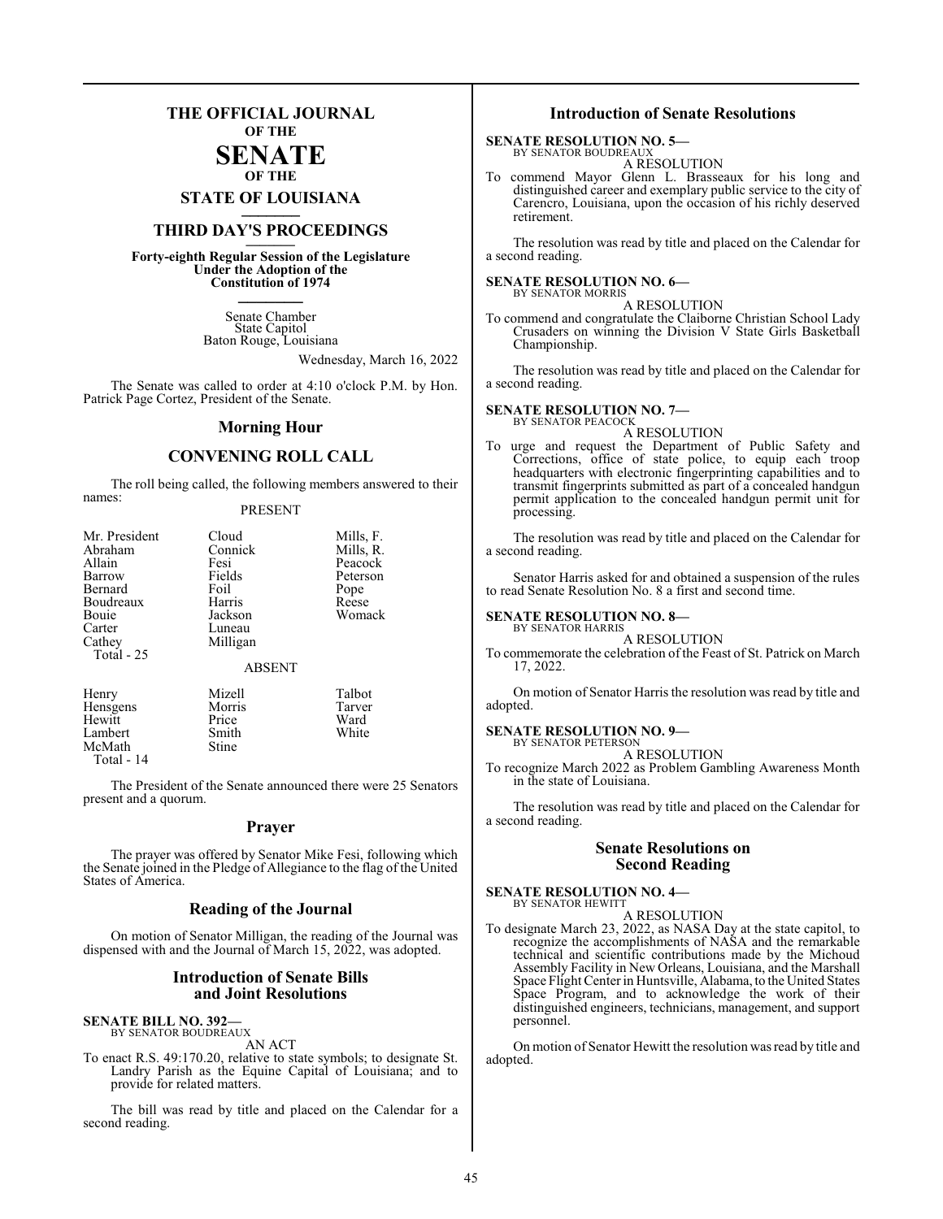# THE OFFICIAL JOURNAL OF THE SENATE OF THE STATE OF LOUISIANA

## THIRD DAY'S PROCEEDINGS

**Forty-eighth Regular Session of the Legislature Under the Adoption of the Constitution of 1974**

Senate Chamber
State Capitol
Baton Rouge, Louisiana

Wednesday, March 16, 2022

The Senate was called to order at 4:10 o'clock P.M. by Hon. Patrick Page Cortez, President of the Senate.

## Morning Hour

## CONVENING ROLL CALL

The roll being called, the following members answered to their names:

PRESENT

| | | |
|---|---|---|
| Mr. President | Cloud | Mills, F. |
| Abraham | Connick | Mills, R. |
| Allain | Fesi | Peacock |
| Barrow | Fields | Peterson |
| Bernard | Foil | Pope |
| Boudreaux | Harris | Reese |
| Bouie | Jackson | Womack |
| Carter | Luneau | |
| Cathey | Milligan | |
| Total - 25 | | |

ABSENT

| | | |
|---|---|---|
| Henry | Mizell | Talbot |
| Hensgens | Morris | Tarver |
| Hewitt | Price | Ward |
| Lambert | Smith | White |
| McMath | Stine | |
| Total - 14 | | |

The President of the Senate announced there were 25 Senators present and a quorum.

## Prayer

The prayer was offered by Senator Mike Fesi, following which the Senate joined in the Pledge of Allegiance to the flag of the United States of America.

## Reading of the Journal

On motion of Senator Milligan, the reading of the Journal was dispensed with and the Journal of March 15, 2022, was adopted.

## Introduction of Senate Bills and Joint Resolutions

**SENATE BILL NO. 392—**
BY SENATOR BOUDREAUX

AN ACT

To enact R.S. 49:170.20, relative to state symbols; to designate St. Landry Parish as the Equine Capital of Louisiana; and to provide for related matters.

The bill was read by title and placed on the Calendar for a second reading.

## Introduction of Senate Resolutions

**SENATE RESOLUTION NO. 5—**
BY SENATOR BOUDREAUX

A RESOLUTION

To commend Mayor Glenn L. Brasseaux for his long and distinguished career and exemplary public service to the city of Carencro, Louisiana, upon the occasion of his richly deserved retirement.

The resolution was read by title and placed on the Calendar for a second reading.

**SENATE RESOLUTION NO. 6—**
BY SENATOR MORRIS

A RESOLUTION

To commend and congratulate the Claiborne Christian School Lady Crusaders on winning the Division V State Girls Basketball Championship.

The resolution was read by title and placed on the Calendar for a second reading.

**SENATE RESOLUTION NO. 7—**
BY SENATOR PEACOCK

A RESOLUTION

To urge and request the Department of Public Safety and Corrections, office of state police, to equip each troop headquarters with electronic fingerprinting capabilities and to transmit fingerprints submitted as part of a concealed handgun permit application to the concealed handgun permit unit for processing.

The resolution was read by title and placed on the Calendar for a second reading.

Senator Harris asked for and obtained a suspension of the rules to read Senate Resolution No. 8 a first and second time.

**SENATE RESOLUTION NO. 8—**
BY SENATOR HARRIS

A RESOLUTION

To commemorate the celebration of the Feast of St. Patrick on March 17, 2022.

On motion of Senator Harris the resolution was read by title and adopted.

**SENATE RESOLUTION NO. 9—**
BY SENATOR PETERSON

A RESOLUTION

To recognize March 2022 as Problem Gambling Awareness Month in the state of Louisiana.

The resolution was read by title and placed on the Calendar for a second reading.

## Senate Resolutions on Second Reading

**SENATE RESOLUTION NO. 4—**
BY SENATOR HEWITT

A RESOLUTION

To designate March 23, 2022, as NASA Day at the state capitol, to recognize the accomplishments of NASA and the remarkable technical and scientific contributions made by the Michoud Assembly Facility in New Orleans, Louisiana, and the Marshall Space Flight Center in Huntsville, Alabama, to the United States Space Program, and to acknowledge the work of their distinguished engineers, technicians, management, and support personnel.

On motion of Senator Hewitt the resolution was read by title and adopted.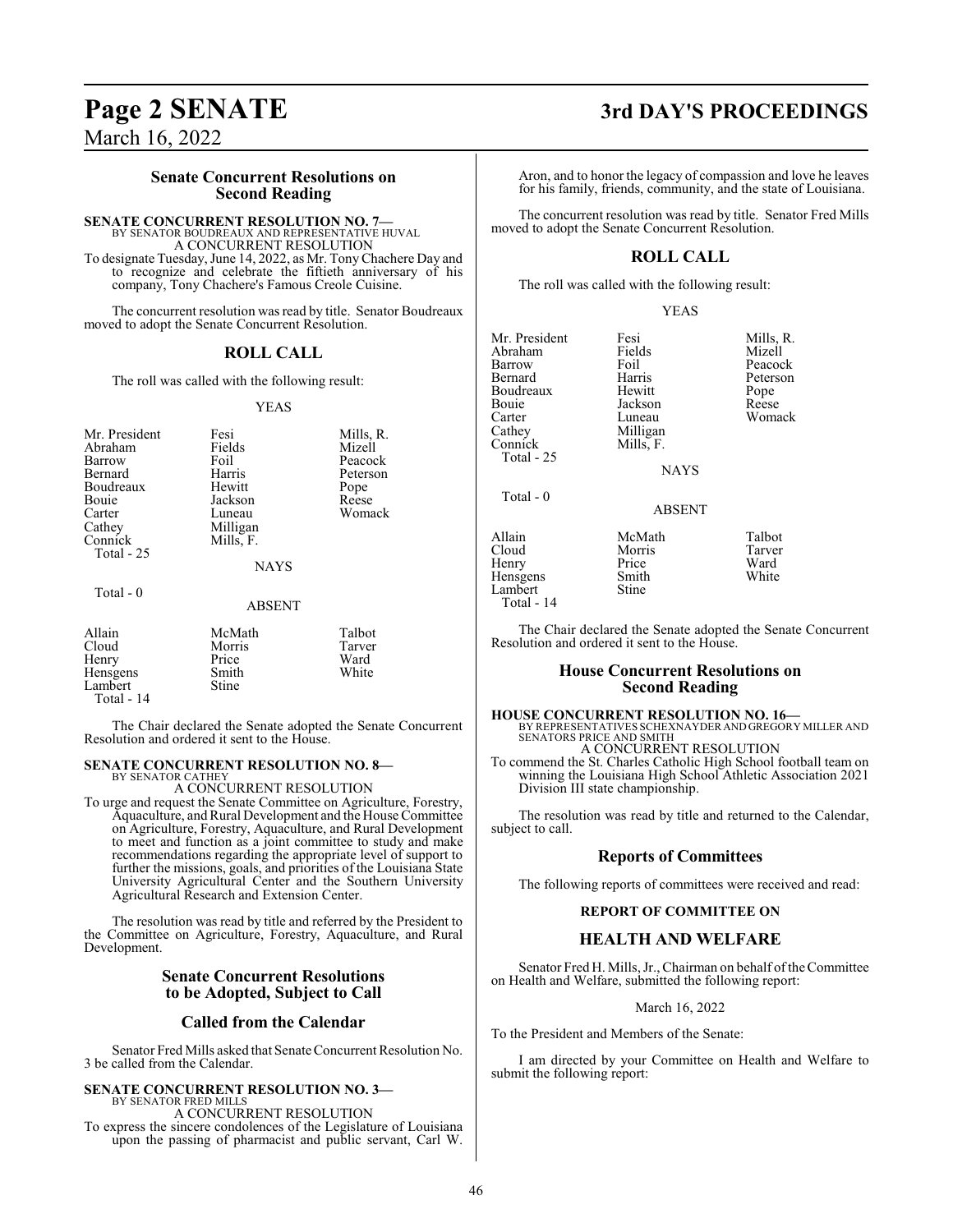## Senate Concurrent Resolutions on Second Reading

**SENATE CONCURRENT RESOLUTION NO. 7—**
BY SENATOR BOUDREAUX AND REPRESENTATIVE HUVAL
A CONCURRENT RESOLUTION
To designate Tuesday, June 14, 2022, as Mr. Tony Chachere Day and to recognize and celebrate the fiftieth anniversary of his company, Tony Chachere's Famous Creole Cuisine.

The concurrent resolution was read by title. Senator Boudreaux moved to adopt the Senate Concurrent Resolution.

### ROLL CALL

The roll was called with the following result:

YEAS

| | | |
|---|---|---|
| Mr. President | Fesi | Mills, R. |
| Abraham | Fields | Mizell |
| Barrow | Foil | Peacock |
| Bernard | Harris | Peterson |
| Boudreaux | Hewitt | Pope |
| Bouie | Jackson | Reese |
| Carter | Luneau | Womack |
| Cathey | Milligan | |
| Connick | Mills, F. | |

Total - 25

NAYS

Total - 0

ABSENT

| | | |
|---|---|---|
| Allain | McMath | Talbot |
| Cloud | Morris | Tarver |
| Henry | Price | Ward |
| Hensgens | Smith | White |
| Lambert | Stine | |

Total - 14

The Chair declared the Senate adopted the Senate Concurrent Resolution and ordered it sent to the House.

**SENATE CONCURRENT RESOLUTION NO. 8—**
BY SENATOR CATHEY
A CONCURRENT RESOLUTION
To urge and request the Senate Committee on Agriculture, Forestry, Aquaculture, and Rural Development and the House Committee on Agriculture, Forestry, Aquaculture, and Rural Development to meet and function as a joint committee to study and make recommendations regarding the appropriate level of support to further the missions, goals, and priorities of the Louisiana State University Agricultural Center and the Southern University Agricultural Research and Extension Center.

The resolution was read by title and referred by the President to the Committee on Agriculture, Forestry, Aquaculture, and Rural Development.

## Senate Concurrent Resolutions to be Adopted, Subject to Call

## Called from the Calendar

Senator Fred Mills asked that Senate Concurrent Resolution No. 3 be called from the Calendar.

**SENATE CONCURRENT RESOLUTION NO. 3—**
BY SENATOR FRED MILLS
A CONCURRENT RESOLUTION
To express the sincere condolences of the Legislature of Louisiana upon the passing of pharmacist and public servant, Carl W. Aron, and to honor the legacy of compassion and love he leaves for his family, friends, community, and the state of Louisiana.

The concurrent resolution was read by title. Senator Fred Mills moved to adopt the Senate Concurrent Resolution.

### ROLL CALL

The roll was called with the following result:

YEAS

| | | |
|---|---|---|
| Mr. President | Fesi | Mills, R. |
| Abraham | Fields | Mizell |
| Barrow | Foil | Peacock |
| Bernard | Harris | Peterson |
| Boudreaux | Hewitt | Pope |
| Bouie | Jackson | Reese |
| Carter | Luneau | Womack |
| Cathey | Milligan | |
| Connick | Mills, F. | |

Total - 25

NAYS

Total - 0

ABSENT

| | | |
|---|---|---|
| Allain | McMath | Talbot |
| Cloud | Morris | Tarver |
| Henry | Price | Ward |
| Hensgens | Smith | White |
| Lambert | Stine | |

Total - 14

The Chair declared the Senate adopted the Senate Concurrent Resolution and ordered it sent to the House.

## House Concurrent Resolutions on Second Reading

**HOUSE CONCURRENT RESOLUTION NO. 16—**
BY REPRESENTATIVES SCHEXNAYDER AND GREGORY MILLER AND SENATORS PRICE AND SMITH
A CONCURRENT RESOLUTION
To commend the St. Charles Catholic High School football team on winning the Louisiana High School Athletic Association 2021 Division III state championship.

The resolution was read by title and returned to the Calendar, subject to call.

## Reports of Committees

The following reports of committees were received and read:

**REPORT OF COMMITTEE ON**

## HEALTH AND WELFARE

Senator Fred H. Mills, Jr., Chairman on behalf of the Committee on Health and Welfare, submitted the following report:

March 16, 2022

To the President and Members of the Senate:

I am directed by your Committee on Health and Welfare to submit the following report: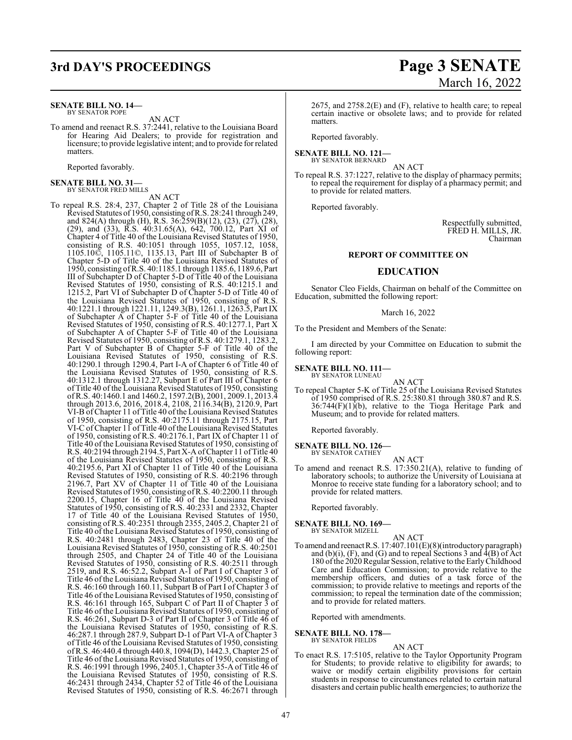**SENATE BILL NO. 14—**
BY SENATOR POPE

AN ACT

To amend and reenact R.S. 37:2441, relative to the Louisiana Board for Hearing Aid Dealers; to provide for registration and licensure; to provide legislative intent; and to provide for related matters.

Reported favorably.

**SENATE BILL NO. 31—**
BY SENATOR FRED MILLS

AN ACT

To repeal R.S. 28:4, 237, Chapter 2 of Title 28 of the Louisiana Revised Statutes of 1950, consisting of R.S. 28:241 through 249, and 824(A) through (H), R.S. 36:259(B)(12), (23), (27), (28), (29), and (33), R.S. 40:31.65(A), 642, 700.12, Part XI of Chapter 4 of Title 40 of the Louisiana Revised Statutes of 1950, consisting of R.S. 40:1051 through 1055, 1057.12, 1058, 1105.10©, 1105.11©, 1135.13, Part III of Subchapter B of Chapter 5-D of Title 40 of the Louisiana Revised Statutes of 1950, consisting of R.S. 40:1185.1 through 1185.6, 1189.6, Part III of Subchapter D of Chapter 5-D of Title 40 of the Louisiana Revised Statutes of 1950, consisting of R.S. 40:1215.1 and 1215.2, Part VI of Subchapter D of Chapter 5-D of Title 40 of the Louisiana Revised Statutes of 1950, consisting of R.S. 40:1221.1 through 1221.11, 1249.3(B), 1261.1, 1263.5, Part IX of Subchapter A of Chapter 5-F of Title 40 of the Louisiana Revised Statutes of 1950, consisting of R.S. 40:1277.1, Part X of Subchapter A of Chapter 5-F of Title 40 of the Louisiana Revised Statutes of 1950, consisting of R.S. 40:1279.1, 1283.2, Part V of Subchapter B of Chapter 5-F of Title 40 of the Louisiana Revised Statutes of 1950, consisting of R.S. 40:1290.1 through 1290.4, Part I-A of Chapter 6 of Title 40 of the Louisiana Revised Statutes of 1950, consisting of R.S. 40:1312.1 through 1312.27, Subpart E of Part III of Chapter 6 of Title 40 of the Louisiana Revised Statutes of 1950, consisting of R.S. 40:1460.1 and 1460.2, 1597.2(B), 2001, 2009.1, 2013.4 through 2013.6, 2016, 2018.4, 2108, 2116.34(B), 2120.9, Part VI-B of Chapter 11 of Title 40 of the Louisiana Revised Statutes of 1950, consisting of R.S. 40:2175.11 through 2175.15, Part VI-C of Chapter 11 of Title 40 of the Louisiana Revised Statutes of 1950, consisting of R.S. 40:2176.1, Part IX of Chapter 11 of Title 40 of the Louisiana Revised Statutes of 1950, consisting of R.S. 40:2194 through 2194.5, Part X-A of Chapter 11 of Title 40 of the Louisiana Revised Statutes of 1950, consisting of R.S. 40:2195.6, Part XI of Chapter 11 of Title 40 of the Louisiana Revised Statutes of 1950, consisting of R.S. 40:2196 through 2196.7, Part XV of Chapter 11 of Title 40 of the Louisiana Revised Statutes of 1950, consisting of R.S. 40:2200.11 through 2200.15, Chapter 16 of Title 40 of the Louisiana Revised Statutes of 1950, consisting of R.S. 40:2331 and 2332, Chapter 17 of Title 40 of the Louisiana Revised Statutes of 1950, consisting of R.S. 40:2351 through 2355, 2405.2, Chapter 21 of Title 40 of the Louisiana Revised Statutes of 1950, consisting of R.S. 40:2481 through 2483, Chapter 23 of Title 40 of the Louisiana Revised Statutes of 1950, consisting of R.S. 40:2501 through 2505, and Chapter 24 of Title 40 of the Louisiana Revised Statutes of 1950, consisting of R.S. 40:2511 through 2519, and R.S. 46:52.2, Subpart A-1 of Part I of Chapter 3 of Title 46 of the Louisiana Revised Statutes of 1950, consisting of R.S. 46:160 through 160.11, Subpart B of Part I of Chapter 3 of Title 46 of the Louisiana Revised Statutes of 1950, consisting of R.S. 46:161 through 165, Subpart C of Part II of Chapter 3 of Title 46 of the Louisiana Revised Statutes of 1950, consisting of R.S. 46:261, Subpart D-3 of Part II of Chapter 3 of Title 46 of the Louisiana Revised Statutes of 1950, consisting of R.S. 46:287.1 through 287.9, Subpart D-1 of Part VI-A of Chapter 3 of Title 46 of the Louisiana Revised Statutes of 1950, consisting of R.S. 46:440.4 through 440.8, 1094(D), 1442.3, Chapter 25 of Title 46 of the Louisiana Revised Statutes of 1950, consisting of R.S. 46:1991 through 1996, 2405.1, Chapter 35-A of Title 46 of the Louisiana Revised Statutes of 1950, consisting of R.S. 46:2431 through 2434, Chapter 52 of Title 46 of the Louisiana Revised Statutes of 1950, consisting of R.S. 46:2671 through 2675, and 2758.2(E) and (F), relative to health care; to repeal certain inactive or obsolete laws; and to provide for related matters.

Reported favorably.

**SENATE BILL NO. 121—**
BY SENATOR BERNARD

AN ACT

To repeal R.S. 37:1227, relative to the display of pharmacy permits; to repeal the requirement for display of a pharmacy permit; and to provide for related matters.

Reported favorably.

Respectfully submitted,
FRED H. MILLS, JR.
Chairman

**REPORT OF COMMITTEE ON**

## EDUCATION

Senator Cleo Fields, Chairman on behalf of the Committee on Education, submitted the following report:

March 16, 2022

To the President and Members of the Senate:

I am directed by your Committee on Education to submit the following report:

**SENATE BILL NO. 111—**
BY SENATOR LUNEAU

AN ACT

To repeal Chapter 5-K of Title 25 of the Louisiana Revised Statutes of 1950 comprised of R.S. 25:380.81 through 380.87 and R.S. 36:744(F)(1)(b), relative to the Tioga Heritage Park and Museum; and to provide for related matters.

Reported favorably.

**SENATE BILL NO. 126—**
BY SENATOR CATHEY

AN ACT

To amend and reenact R.S. 17:350.21(A), relative to funding of laboratory schools; to authorize the University of Louisiana at Monroe to receive state funding for a laboratory school; and to provide for related matters.

Reported favorably.

**SENATE BILL NO. 169—**
BY SENATOR MIZELL

AN ACT

To amend and reenact R.S. 17:407.101(E)(8)(introductory paragraph) and (b)(i), (F), and (G) and to repeal Sections 3 and 4(B) of Act 180 of the 2020 Regular Session, relative to the Early Childhood Care and Education Commission; to provide relative to the membership officers, and duties of a task force of the commission; to provide relative to meetings and reports of the commission; to repeal the termination date of the commission; and to provide for related matters.

Reported with amendments.

**SENATE BILL NO. 178—**
BY SENATOR FIELDS

AN ACT

To enact R.S. 17:5105, relative to the Taylor Opportunity Program for Students; to provide relative to eligibility for awards; to waive or modify certain eligibility provisions for certain students in response to circumstances related to certain natural disasters and certain public health emergencies; to authorize the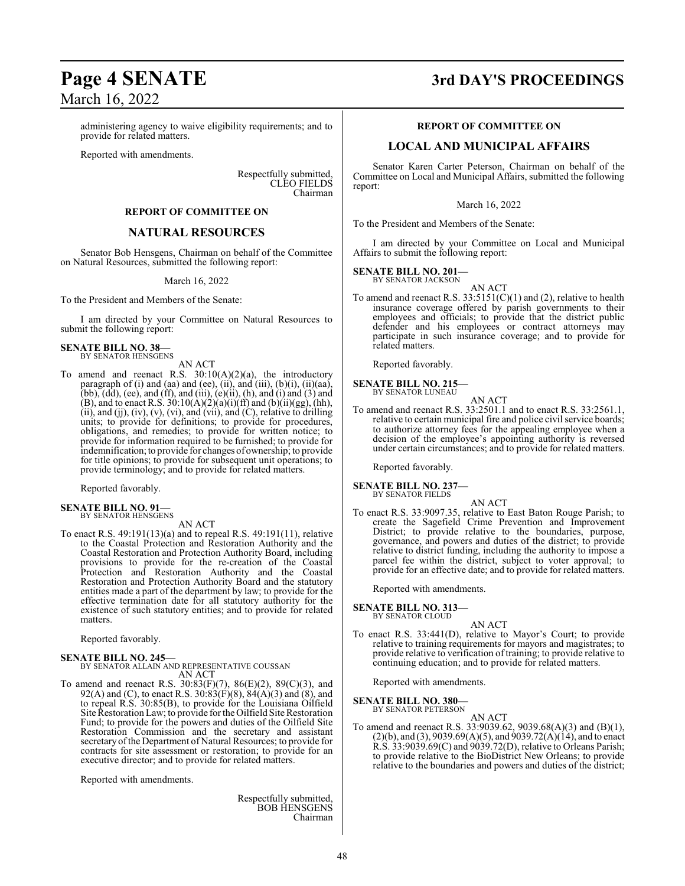administering agency to waive eligibility requirements; and to provide for related matters.

Reported with amendments.

Respectfully submitted,
CLEO FIELDS
Chairman

### REPORT OF COMMITTEE ON

## NATURAL RESOURCES

Senator Bob Hensgens, Chairman on behalf of the Committee on Natural Resources, submitted the following report:

March 16, 2022

To the President and Members of the Senate:

I am directed by your Committee on Natural Resources to submit the following report:

**SENATE BILL NO. 38—**
BY SENATOR HENSGENS

AN ACT

To amend and reenact R.S. 30:10(A)(2)(a), the introductory paragraph of (i) and (aa) and (ee), (ii), and (iii), (b)(i), (ii)(aa), (bb), (dd), (ee), and (ff), and (iii), (e)(ii), (h), and (i) and (3) and (B), and to enact R.S. 30:10(A)(2)(a)(i)(ff) and (b)(ii)(gg), (hh), (ii), and (jj), (iv), (v), (vi), and (vii), and (C), relative to drilling units; to provide for definitions; to provide for procedures, obligations, and remedies; to provide for written notice; to provide for information required to be furnished; to provide for indemnification; to provide for changes of ownership; to provide for title opinions; to provide for subsequent unit operations; to provide terminology; and to provide for related matters.

Reported favorably.

**SENATE BILL NO. 91—**
BY SENATOR HENSGENS

AN ACT

To enact R.S. 49:191(13)(a) and to repeal R.S. 49:191(11), relative to the Coastal Protection and Restoration Authority and the Coastal Restoration and Protection Authority Board, including provisions to provide for the re-creation of the Coastal Protection and Restoration Authority and the Coastal Restoration and Protection Authority Board and the statutory entities made a part of the department by law; to provide for the effective termination date for all statutory authority for the existence of such statutory entities; and to provide for related matters.

Reported favorably.

**SENATE BILL NO. 245—**
BY SENATOR ALLAIN AND REPRESENTATIVE COUSSAN

AN ACT

To amend and reenact R.S. 30:83(F)(7), 86(E)(2), 89(C)(3), and 92(A) and (C), to enact R.S. 30:83(F)(8), 84(A)(3) and (8), and to repeal R.S. 30:85(B), to provide for the Louisiana Oilfield Site Restoration Law; to provide for the Oilfield Site Restoration Fund; to provide for the powers and duties of the Oilfield Site Restoration Commission and the secretary and assistant secretary of the Department of Natural Resources; to provide for contracts for site assessment or restoration; to provide for an executive director; and to provide for related matters.

Reported with amendments.

Respectfully submitted,
BOB HENSGENS
Chairman

### REPORT OF COMMITTEE ON

## LOCAL AND MUNICIPAL AFFAIRS

Senator Karen Carter Peterson, Chairman on behalf of the Committee on Local and Municipal Affairs, submitted the following report:

March 16, 2022

To the President and Members of the Senate:

I am directed by your Committee on Local and Municipal Affairs to submit the following report:

**SENATE BILL NO. 201—**
BY SENATOR JACKSON

AN ACT

To amend and reenact R.S. 33:5151(C)(1) and (2), relative to health insurance coverage offered by parish governments to their employees and officials; to provide that the district public defender and his employees or contract attorneys may participate in such insurance coverage; and to provide for related matters.

Reported favorably.

**SENATE BILL NO. 215—**
BY SENATOR LUNEAU

AN ACT

To amend and reenact R.S. 33:2501.1 and to enact R.S. 33:2561.1, relative to certain municipal fire and police civil service boards; to authorize attorney fees for the appealing employee when a decision of the employee's appointing authority is reversed under certain circumstances; and to provide for related matters.

Reported favorably.

**SENATE BILL NO. 237—**
BY SENATOR FIELDS

AN ACT

To enact R.S. 33:9097.35, relative to East Baton Rouge Parish; to create the Sagefield Crime Prevention and Improvement District; to provide relative to the boundaries, purpose, governance, and powers and duties of the district; to provide relative to district funding, including the authority to impose a parcel fee within the district, subject to voter approval; to provide for an effective date; and to provide for related matters.

Reported with amendments.

**SENATE BILL NO. 313—**
BY SENATOR CLOUD

AN ACT

To enact R.S. 33:441(D), relative to Mayor's Court; to provide relative to training requirements for mayors and magistrates; to provide relative to verification of training; to provide relative to continuing education; and to provide for related matters.

Reported with amendments.

**SENATE BILL NO. 380—**
BY SENATOR PETERSON

AN ACT

To amend and reenact R.S. 33:9039.62, 9039.68(A)(3) and (B)(1), (2)(b), and (3), 9039.69(A)(5), and 9039.72(A)(14), and to enact R.S. 33:9039.69(C) and 9039.72(D), relative to Orleans Parish; to provide relative to the BioDistrict New Orleans; to provide relative to the boundaries and powers and duties of the district;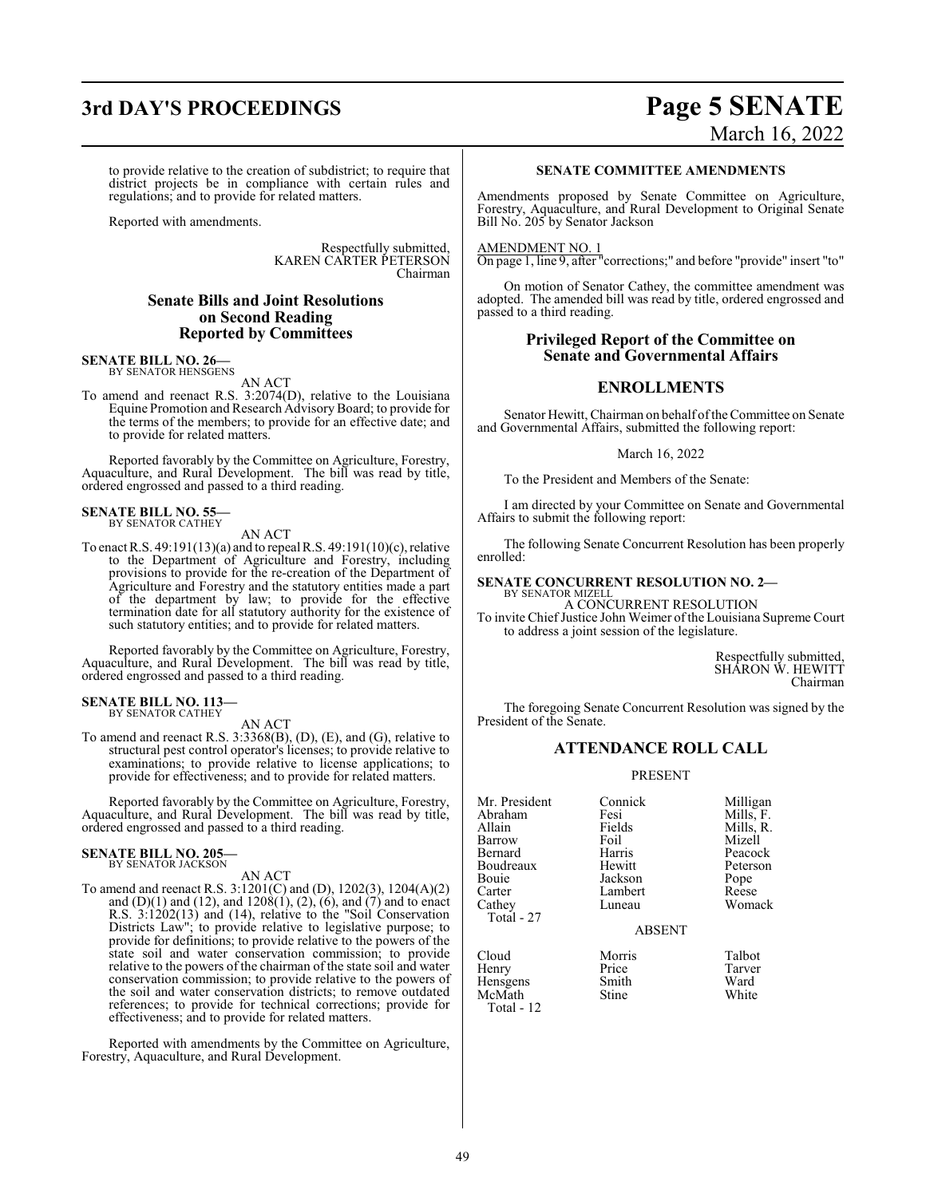to provide relative to the creation of subdistrict; to require that district projects be in compliance with certain rules and regulations; and to provide for related matters.

Reported with amendments.

Respectfully submitted,
KAREN CARTER PETERSON
Chairman

## Senate Bills and Joint Resolutions on Second Reading Reported by Committees

**SENATE BILL NO. 26—**
BY SENATOR HENSGENS

AN ACT

To amend and reenact R.S. 3:2074(D), relative to the Louisiana Equine Promotion and Research Advisory Board; to provide for the terms of the members; to provide for an effective date; and to provide for related matters.

Reported favorably by the Committee on Agriculture, Forestry, Aquaculture, and Rural Development. The bill was read by title, ordered engrossed and passed to a third reading.

**SENATE BILL NO. 55—**
BY SENATOR CATHEY

AN ACT

To enact R.S. 49:191(13)(a) and to repeal R.S. 49:191(10)(c), relative to the Department of Agriculture and Forestry, including provisions to provide for the re-creation of the Department of Agriculture and Forestry and the statutory entities made a part of the department by law; to provide for the effective termination date for all statutory authority for the existence of such statutory entities; and to provide for related matters.

Reported favorably by the Committee on Agriculture, Forestry, Aquaculture, and Rural Development. The bill was read by title, ordered engrossed and passed to a third reading.

**SENATE BILL NO. 113—**
BY SENATOR CATHEY

AN ACT

To amend and reenact R.S. 3:3368(B), (D), (E), and (G), relative to structural pest control operator's licenses; to provide relative to examinations; to provide relative to license applications; to provide for effectiveness; and to provide for related matters.

Reported favorably by the Committee on Agriculture, Forestry, Aquaculture, and Rural Development. The bill was read by title, ordered engrossed and passed to a third reading.

**SENATE BILL NO. 205—**
BY SENATOR JACKSON

AN ACT

To amend and reenact R.S. 3:1201(C) and (D), 1202(3), 1204(A)(2) and (D)(1) and (12), and 1208(1), (2), (6), and (7) and to enact R.S. 3:1202(13) and (14), relative to the "Soil Conservation Districts Law"; to provide relative to legislative purpose; to provide for definitions; to provide relative to the powers of the state soil and water conservation commission; to provide relative to the powers of the chairman of the state soil and water conservation commission; to provide relative to the powers of the soil and water conservation districts; to remove outdated references; to provide for technical corrections; provide for effectiveness; and to provide for related matters.

Reported with amendments by the Committee on Agriculture, Forestry, Aquaculture, and Rural Development.

### SENATE COMMITTEE AMENDMENTS

Amendments proposed by Senate Committee on Agriculture, Forestry, Aquaculture, and Rural Development to Original Senate Bill No. 205 by Senator Jackson

AMENDMENT NO. 1
On page 1, line 9, after "corrections;" and before "provide" insert "to"

On motion of Senator Cathey, the committee amendment was adopted. The amended bill was read by title, ordered engrossed and passed to a third reading.

## Privileged Report of the Committee on Senate and Governmental Affairs

## ENROLLMENTS

Senator Hewitt, Chairman on behalf of the Committee on Senate and Governmental Affairs, submitted the following report:

March 16, 2022

To the President and Members of the Senate:

I am directed by your Committee on Senate and Governmental Affairs to submit the following report:

The following Senate Concurrent Resolution has been properly enrolled:

**SENATE CONCURRENT RESOLUTION NO. 2—**
BY SENATOR MIZELL

A CONCURRENT RESOLUTION

To invite Chief Justice John Weimer of the Louisiana Supreme Court to address a joint session of the legislature.

Respectfully submitted,
SHARON W. HEWITT
Chairman

The foregoing Senate Concurrent Resolution was signed by the President of the Senate.

## ATTENDANCE ROLL CALL

PRESENT

| | | |
|---|---|---|
| Mr. President | Connick | Milligan |
| Abraham | Fesi | Mills, F. |
| Allain | Fields | Mills, R. |
| Barrow | Foil | Mizell |
| Bernard | Harris | Peacock |
| Boudreaux | Hewitt | Peterson |
| Bouie | Jackson | Pope |
| Carter | Lambert | Reese |
| Cathey | Luneau | Womack |

Total - 27

ABSENT

| | | |
|---|---|---|
| Cloud | Morris | Talbot |
| Henry | Price | Tarver |
| Hensgens | Smith | Ward |
| McMath | Stine | White |

Total - 12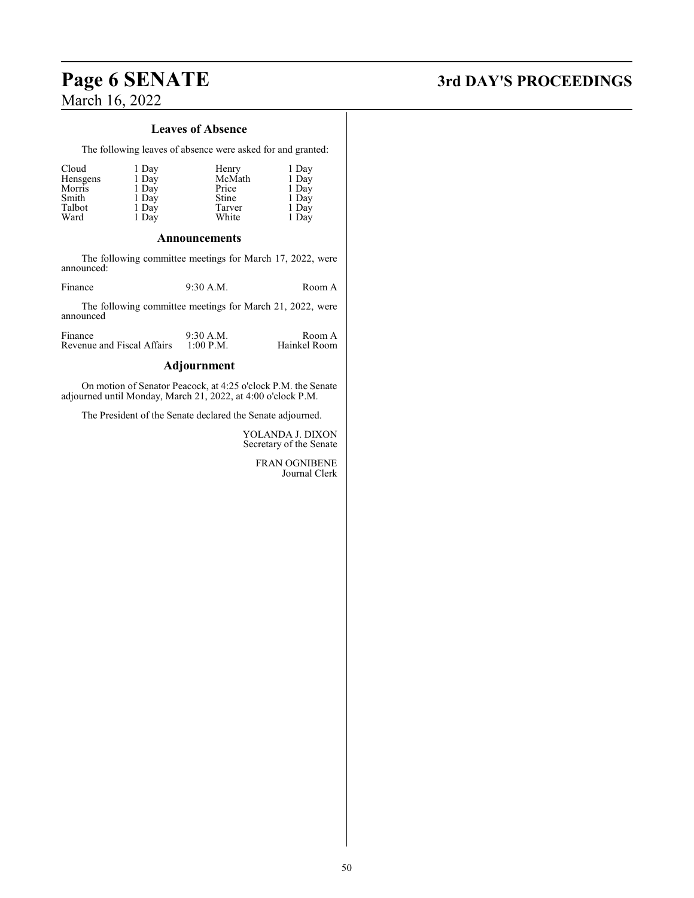## Leaves of Absence

The following leaves of absence were asked for and granted:

| | | | |
|---|---|---|---|
| Cloud | 1 Day | Henry | 1 Day |
| Hensgens | 1 Day | McMath | 1 Day |
| Morris | 1 Day | Price | 1 Day |
| Smith | 1 Day | Stine | 1 Day |
| Talbot | 1 Day | Tarver | 1 Day |
| Ward | 1 Day | White | 1 Day |

## Announcements

The following committee meetings for March 17, 2022, were announced:

| | | |
|---|---|---|
| Finance | 9:30 A.M. | Room A |

The following committee meetings for March 21, 2022, were announced

| | | |
|---|---|---|
| Finance | 9:30 A.M. | Room A |
| Revenue and Fiscal Affairs | 1:00 P.M. | Hainkel Room |

## Adjournment

On motion of Senator Peacock, at 4:25 o'clock P.M. the Senate adjourned until Monday, March 21, 2022, at 4:00 o'clock P.M.

The President of the Senate declared the Senate adjourned.

YOLANDA J. DIXON
Secretary of the Senate

FRAN OGNIBENE
Journal Clerk